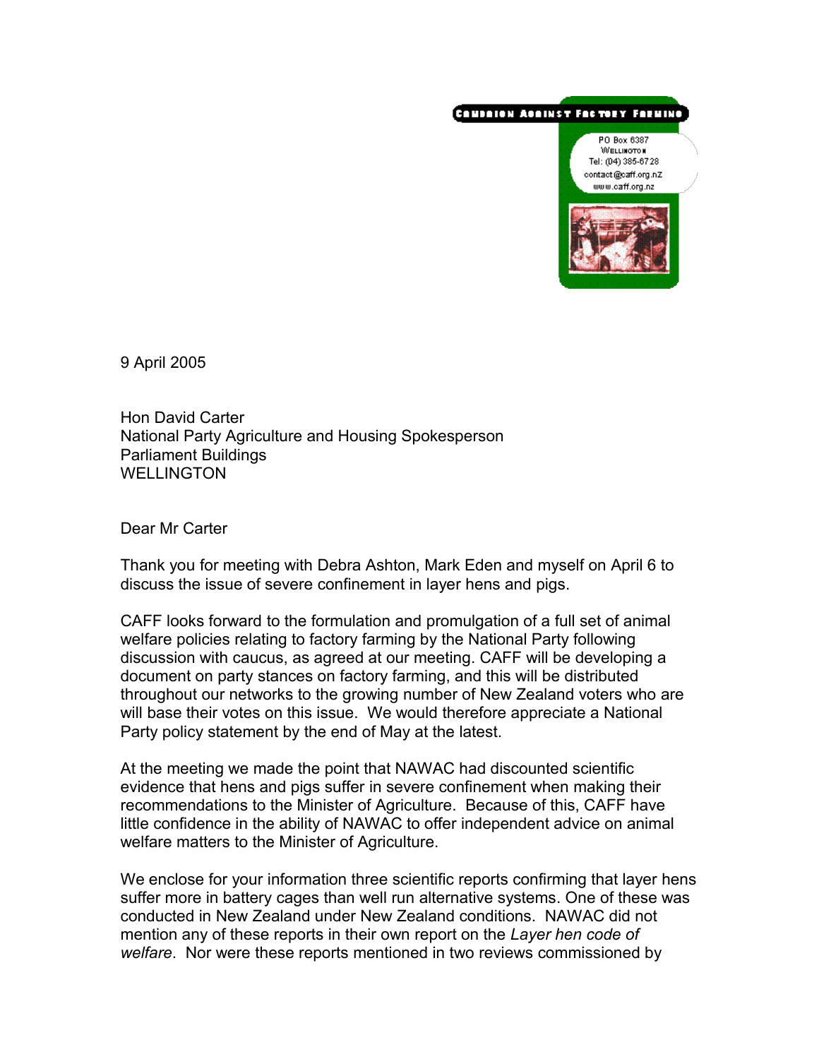Campaign Against Factory Farming

PO Box 6387
WELLINGTON
Tel: (04) 385-6728
contact@caff.org.nz
www.caff.org.nz

9 April 2005

Hon David Carter
National Party Agriculture and Housing Spokesperson
Parliament Buildings
WELLINGTON

Dear Mr Carter

Thank you for meeting with Debra Ashton, Mark Eden and myself on April 6 to discuss the issue of severe confinement in layer hens and pigs.

CAFF looks forward to the formulation and promulgation of a full set of animal welfare policies relating to factory farming by the National Party following discussion with caucus, as agreed at our meeting. CAFF will be developing a document on party stances on factory farming, and this will be distributed throughout our networks to the growing number of New Zealand voters who are will base their votes on this issue. We would therefore appreciate a National Party policy statement by the end of May at the latest.

At the meeting we made the point that NAWAC had discounted scientific evidence that hens and pigs suffer in severe confinement when making their recommendations to the Minister of Agriculture. Because of this, CAFF have little confidence in the ability of NAWAC to offer independent advice on animal welfare matters to the Minister of Agriculture.

We enclose for your information three scientific reports confirming that layer hens suffer more in battery cages than well run alternative systems. One of these was conducted in New Zealand under New Zealand conditions. NAWAC did not mention any of these reports in their own report on the *Layer hen code of welfare*. Nor were these reports mentioned in two reviews commissioned by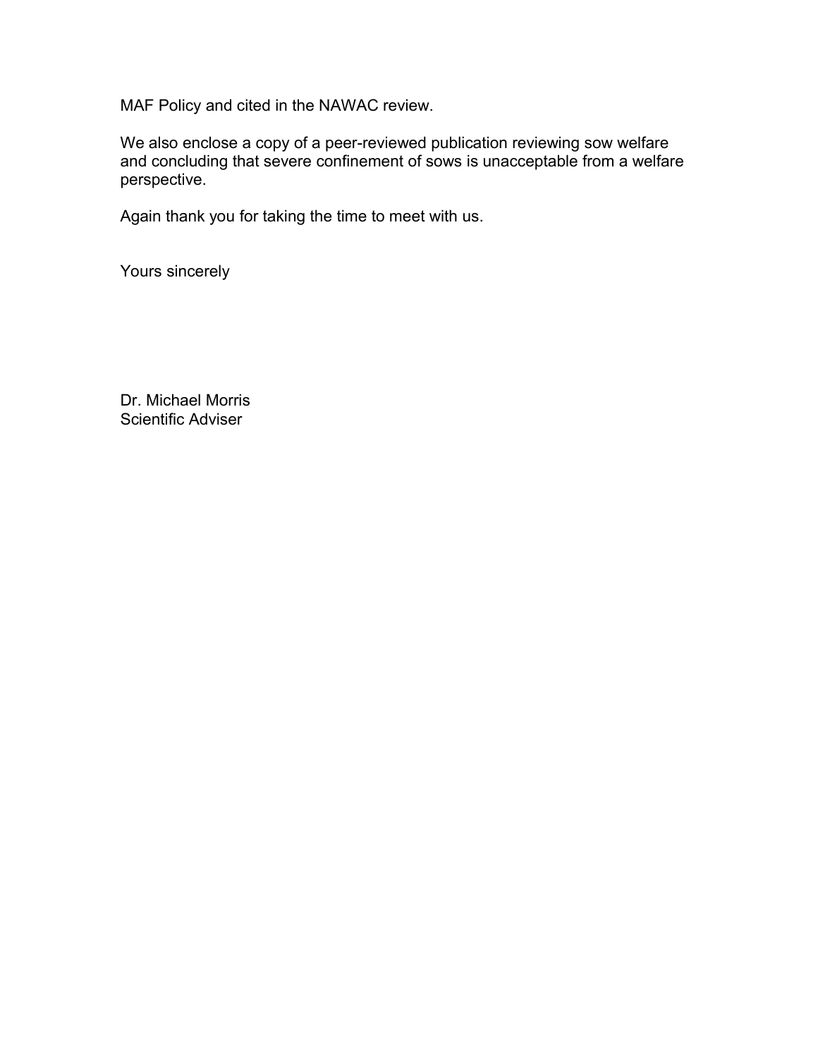MAF Policy and cited in the NAWAC review.

We also enclose a copy of a peer-reviewed publication reviewing sow welfare and concluding that severe confinement of sows is unacceptable from a welfare perspective.

Again thank you for taking the time to meet with us.

Yours sincerely

Dr. Michael Morris
Scientific Adviser